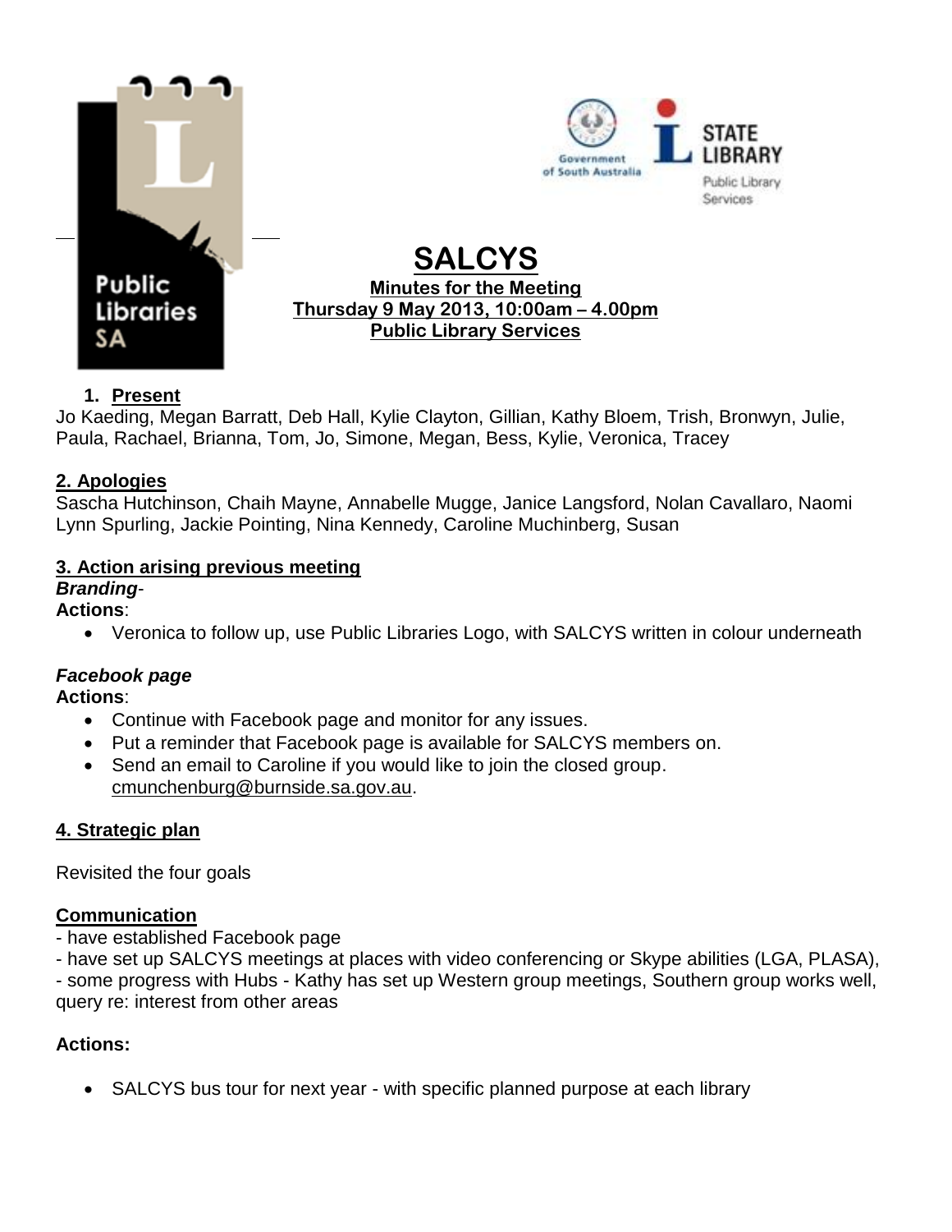# SALCYS

**Minutes for the Meeting**
**Thursday 9 May 2013, 10:00am – 4.00pm**
**Public Library Services**

## 1. Present

Jo Kaeding, Megan Barratt, Deb Hall, Kylie Clayton, Gillian, Kathy Bloem, Trish, Bronwyn, Julie, Paula, Rachael, Brianna, Tom, Jo, Simone, Megan, Bess, Kylie, Veronica, Tracey

## 2. Apologies

Sascha Hutchinson, Chaih Mayne, Annabelle Mugge, Janice Langsford, Nolan Cavallaro, Naomi Lynn Spurling, Jackie Pointing, Nina Kennedy, Caroline Muchinberg, Susan

## 3. Action arising previous meeting

***Branding***-

**Actions**:

- Veronica to follow up, use Public Libraries Logo, with SALCYS written in colour underneath

***Facebook page***

**Actions**:

- Continue with Facebook page and monitor for any issues.
- Put a reminder that Facebook page is available for SALCYS members on.
- Send an email to Caroline if you would like to join the closed group. cmunchenburg@burnside.sa.gov.au.

## 4. Strategic plan

Revisited the four goals

### Communication

- have established Facebook page
- have set up SALCYS meetings at places with video conferencing or Skype abilities (LGA, PLASA),
- some progress with Hubs - Kathy has set up Western group meetings, Southern group works well, query re: interest from other areas

**Actions:**

- SALCYS bus tour for next year - with specific planned purpose at each library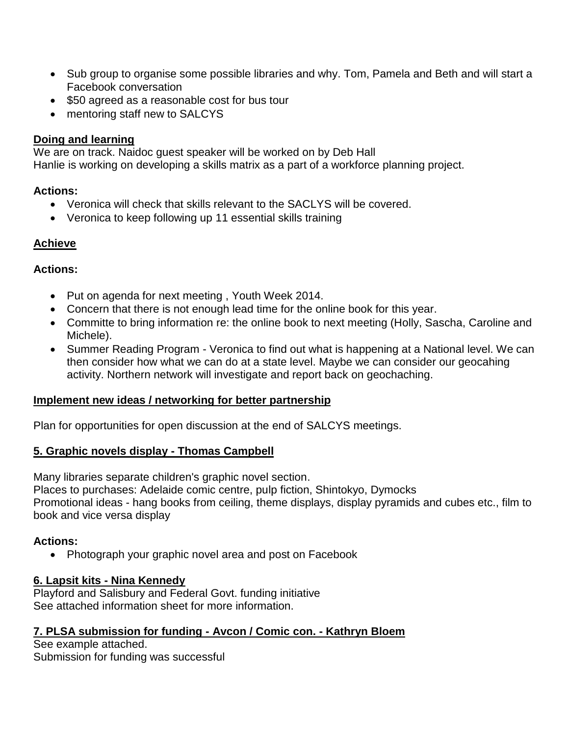- Sub group to organise some possible libraries and why. Tom, Pamela and Beth and will start a Facebook conversation
- $50 agreed as a reasonable cost for bus tour
- mentoring staff new to SALCYS

**Doing and learning**

We are on track. Naidoc guest speaker will be worked on by Deb Hall
Hanlie is working on developing a skills matrix as a part of a workforce planning project.

**Actions:**

- Veronica will check that skills relevant to the SACLYS will be covered.
- Veronica to keep following up 11 essential skills training

**Achieve**

**Actions:**

- Put on agenda for next meeting , Youth Week 2014.
- Concern that there is not enough lead time for the online book for this year.
- Committe to bring information re: the online book to next meeting (Holly, Sascha, Caroline and Michele).
- Summer Reading Program - Veronica to find out what is happening at a National level. We can then consider how what we can do at a state level. Maybe we can consider our geocahing activity. Northern network will investigate and report back on geochaching.

**Implement new ideas / networking for better partnership**

Plan for opportunities for open discussion at the end of SALCYS meetings.

**5. Graphic novels display - Thomas Campbell**

Many libraries separate children's graphic novel section.
Places to purchases: Adelaide comic centre, pulp fiction, Shintokyo, Dymocks
Promotional ideas - hang books from ceiling, theme displays, display pyramids and cubes etc., film to book and vice versa display

**Actions:**

- Photograph your graphic novel area and post on Facebook

**6. Lapsit kits - Nina Kennedy**

Playford and Salisbury and Federal Govt. funding initiative
See attached information sheet for more information.

**7. PLSA submission for funding - Avcon / Comic con. - Kathryn Bloem**

See example attached.
Submission for funding was successful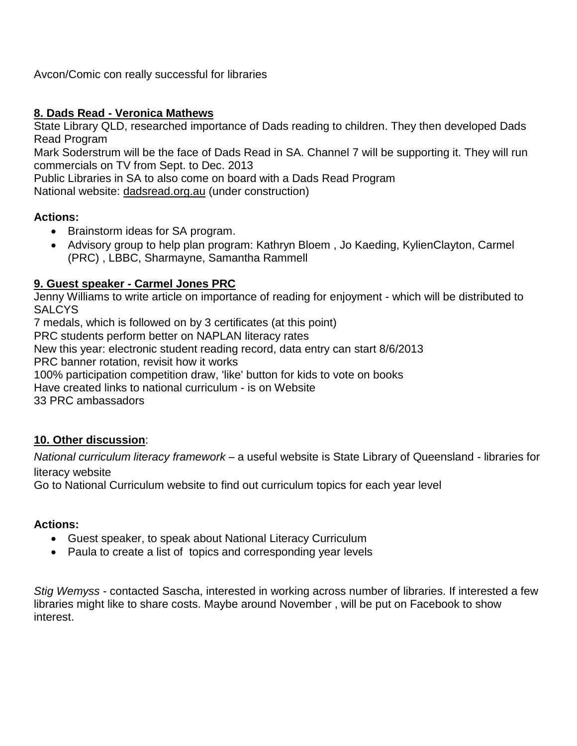Avcon/Comic con really successful for libraries

**8. Dads Read - Veronica Mathews**

State Library QLD, researched importance of Dads reading to children. They then developed Dads Read Program

Mark Soderstrum will be the face of Dads Read in SA. Channel 7 will be supporting it. They will run commercials on TV from Sept. to Dec. 2013

Public Libraries in SA to also come on board with a Dads Read Program

National website: dadsread.org.au (under construction)

**Actions:**

- Brainstorm ideas for SA program.
- Advisory group to help plan program: Kathryn Bloem , Jo Kaeding, KylienClayton, Carmel (PRC) , LBBC, Sharmayne, Samantha Rammell

**9. Guest speaker - Carmel Jones PRC**

Jenny Williams to write article on importance of reading for enjoyment - which will be distributed to SALCYS

7 medals, which is followed on by 3 certificates (at this point)

PRC students perform better on NAPLAN literacy rates

New this year: electronic student reading record, data entry can start 8/6/2013

PRC banner rotation, revisit how it works

100% participation competition draw, 'like' button for kids to vote on books

Have created links to national curriculum - is on Website

33 PRC ambassadors

**10. Other discussion**:

*National curriculum literacy framework* – a useful website is State Library of Queensland - libraries for literacy website

Go to National Curriculum website to find out curriculum topics for each year level

**Actions:**

- Guest speaker, to speak about National Literacy Curriculum
- Paula to create a list of topics and corresponding year levels

*Stig Wemyss* - contacted Sascha, interested in working across number of libraries. If interested a few libraries might like to share costs. Maybe around November , will be put on Facebook to show interest.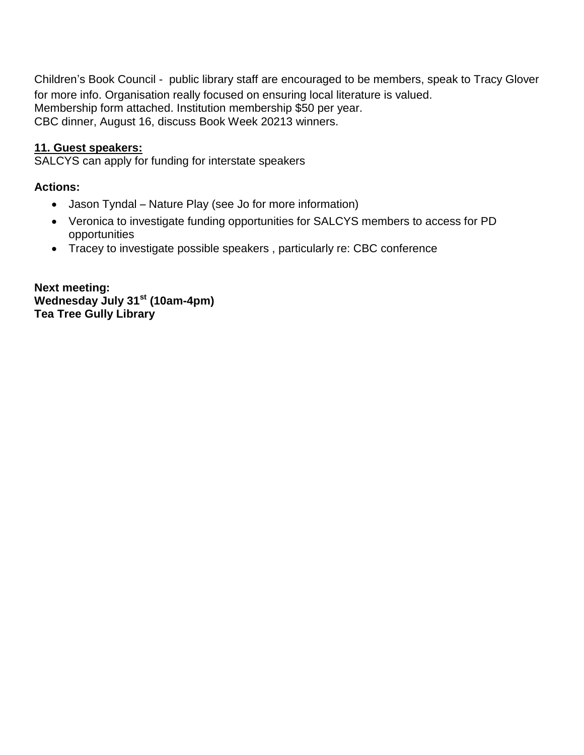Children's Book Council - public library staff are encouraged to be members, speak to Tracy Glover for more info. Organisation really focused on ensuring local literature is valued.
Membership form attached. Institution membership $50 per year.
CBC dinner, August 16, discuss Book Week 20213 winners.

**11. Guest speakers:**
SALCYS can apply for funding for interstate speakers

**Actions:**

- Jason Tyndal – Nature Play (see Jo for more information)
- Veronica to investigate funding opportunities for SALCYS members to access for PD opportunities
- Tracey to investigate possible speakers , particularly re: CBC conference

**Next meeting:**
**Wednesday July 31st (10am-4pm)**
**Tea Tree Gully Library**